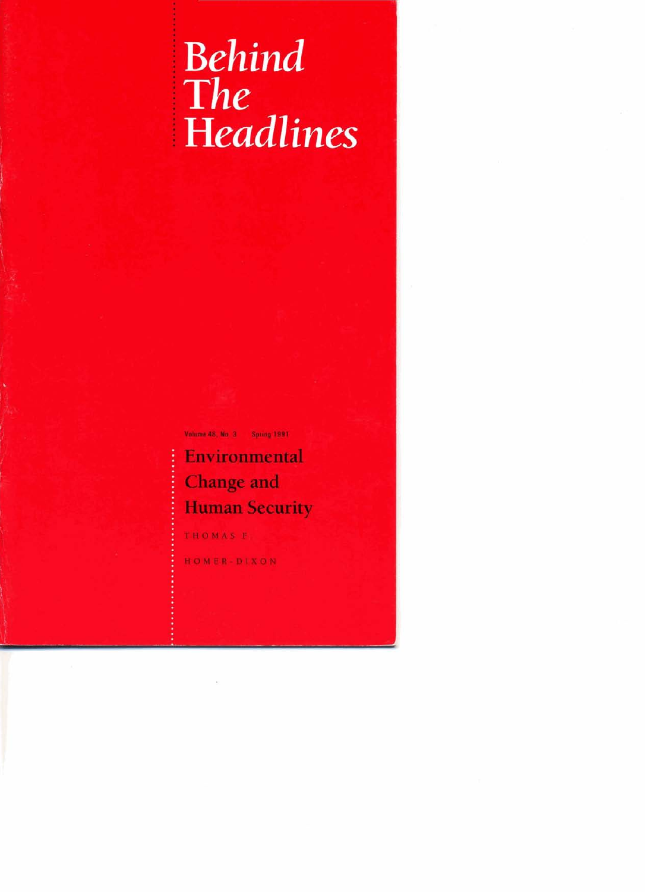# Behind The Headlines

Volume 48, No. 3 Spring 1991

## Environmental Change and Human Security

THOMAS F. HOMER-DIXON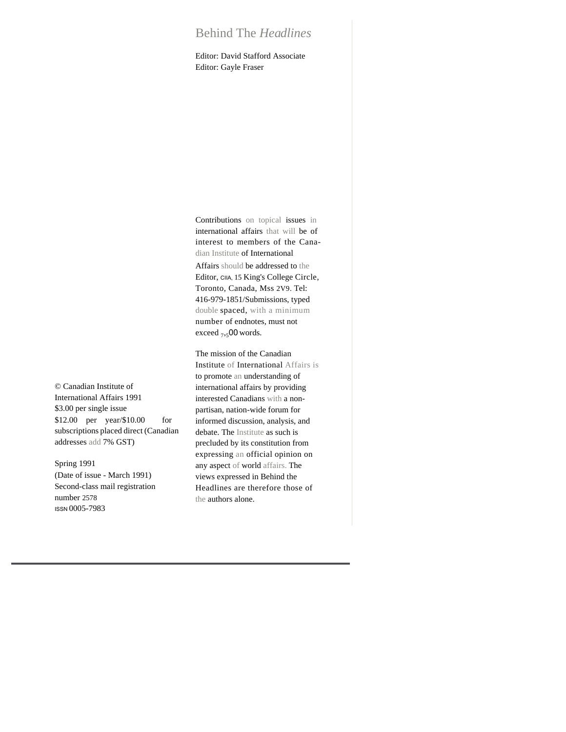# Behind The *Headlines*

Editor: David Stafford Associate Editor: Gayle Fraser

Contributions on topical issues in international affairs that will be of interest to members of the Canadian Institute of International Affairs should be addressed to the Editor, CIIA, 15 King's College Circle, Toronto, Canada, Mss 2V9. Tel: 416-979-1851/Submissions, typed double spaced, with a minimum number of endnotes, must not exceed 7,500 words.

The mission of the Canadian Institute of International Affairs is to promote an understanding of international affairs by providing interested Canadians with a non-partisan, nation-wide forum for informed discussion, analysis, and debate. The Institute as such is precluded by its constitution from expressing an official opinion on any aspect of world affairs. The views expressed in Behind the Headlines are therefore those of the authors alone.

© Canadian Institute of International Affairs 1991
$3.00 per single issue
$12.00 per year/$10.00 for subscriptions placed direct (Canadian addresses add 7% GST)

Spring 1991
(Date of issue - March 1991)
Second-class mail registration number 2578
ISSN 0005-7983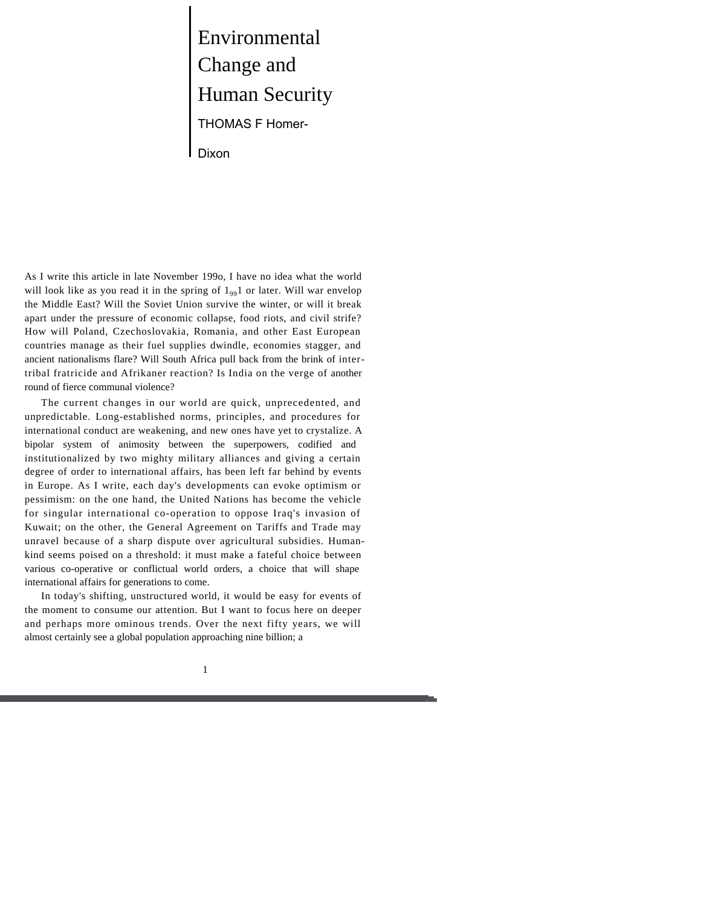# Environmental Change and Human Security

THOMAS F Homer-Dixon

As I write this article in late November 199o, I have no idea what the world will look like as you read it in the spring of 1991 or later. Will war envelop the Middle East? Will the Soviet Union survive the winter, or will it break apart under the pressure of economic collapse, food riots, and civil strife? How will Poland, Czechoslovakia, Romania, and other East European countries manage as their fuel supplies dwindle, economies stagger, and ancient nationalisms flare? Will South Africa pull back from the brink of inter-tribal fratricide and Afrikaner reaction? Is India on the verge of another round of fierce communal violence?

The current changes in our world are quick, unprecedented, and unpredictable. Long-established norms, principles, and procedures for international conduct are weakening, and new ones have yet to crystalize. A bipolar system of animosity between the superpowers, codified and institutionalized by two mighty military alliances and giving a certain degree of order to international affairs, has been left far behind by events in Europe. As I write, each day's developments can evoke optimism or pessimism: on the one hand, the United Nations has become the vehicle for singular international co-operation to oppose Iraq's invasion of Kuwait; on the other, the General Agreement on Tariffs and Trade may unravel because of a sharp dispute over agricultural subsidies. Humankind seems poised on a threshold: it must make a fateful choice between various co-operative or conflictual world orders, a choice that will shape international affairs for generations to come.

In today's shifting, unstructured world, it would be easy for events of the moment to consume our attention. But I want to focus here on deeper and perhaps more ominous trends. Over the next fifty years, we will almost certainly see a global population approaching nine billion; a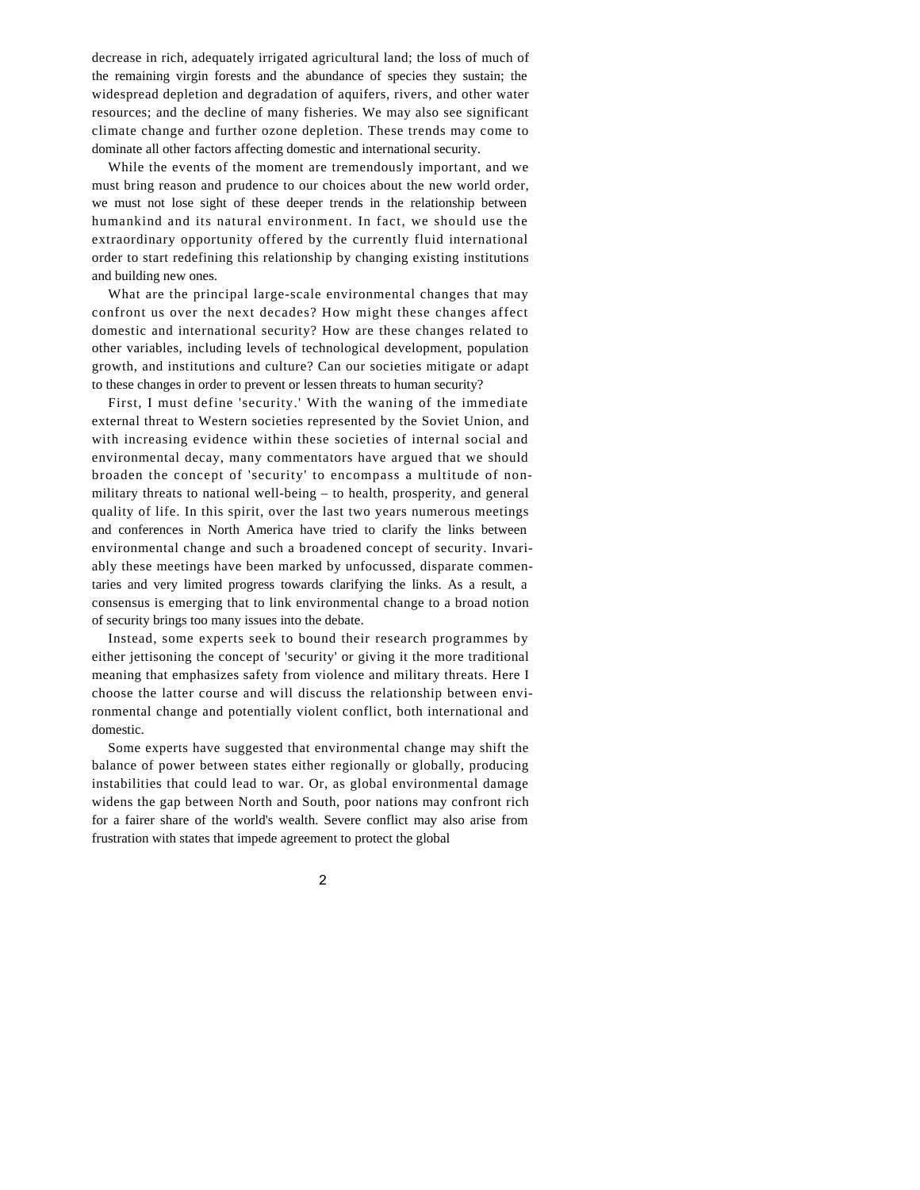decrease in rich, adequately irrigated agricultural land; the loss of much of the remaining virgin forests and the abundance of species they sustain; the widespread depletion and degradation of aquifers, rivers, and other water resources; and the decline of many fisheries. We may also see significant climate change and further ozone depletion. These trends may come to dominate all other factors affecting domestic and international security.

While the events of the moment are tremendously important, and we must bring reason and prudence to our choices about the new world order, we must not lose sight of these deeper trends in the relationship between humankind and its natural environment. In fact, we should use the extraordinary opportunity offered by the currently fluid international order to start redefining this relationship by changing existing institutions and building new ones.

What are the principal large-scale environmental changes that may confront us over the next decades? How might these changes affect domestic and international security? How are these changes related to other variables, including levels of technological development, population growth, and institutions and culture? Can our societies mitigate or adapt to these changes in order to prevent or lessen threats to human security?

First, I must define 'security.' With the waning of the immediate external threat to Western societies represented by the Soviet Union, and with increasing evidence within these societies of internal social and environmental decay, many commentators have argued that we should broaden the concept of 'security' to encompass a multitude of non-military threats to national well-being – to health, prosperity, and general quality of life. In this spirit, over the last two years numerous meetings and conferences in North America have tried to clarify the links between environmental change and such a broadened concept of security. Invariably these meetings have been marked by unfocussed, disparate commentaries and very limited progress towards clarifying the links. As a result, a consensus is emerging that to link environmental change to a broad notion of security brings too many issues into the debate.

Instead, some experts seek to bound their research programmes by either jettisoning the concept of 'security' or giving it the more traditional meaning that emphasizes safety from violence and military threats. Here I choose the latter course and will discuss the relationship between environmental change and potentially violent conflict, both international and domestic.

Some experts have suggested that environmental change may shift the balance of power between states either regionally or globally, producing instabilities that could lead to war. Or, as global environmental damage widens the gap between North and South, poor nations may confront rich for a fairer share of the world's wealth. Severe conflict may also arise from frustration with states that impede agreement to protect the global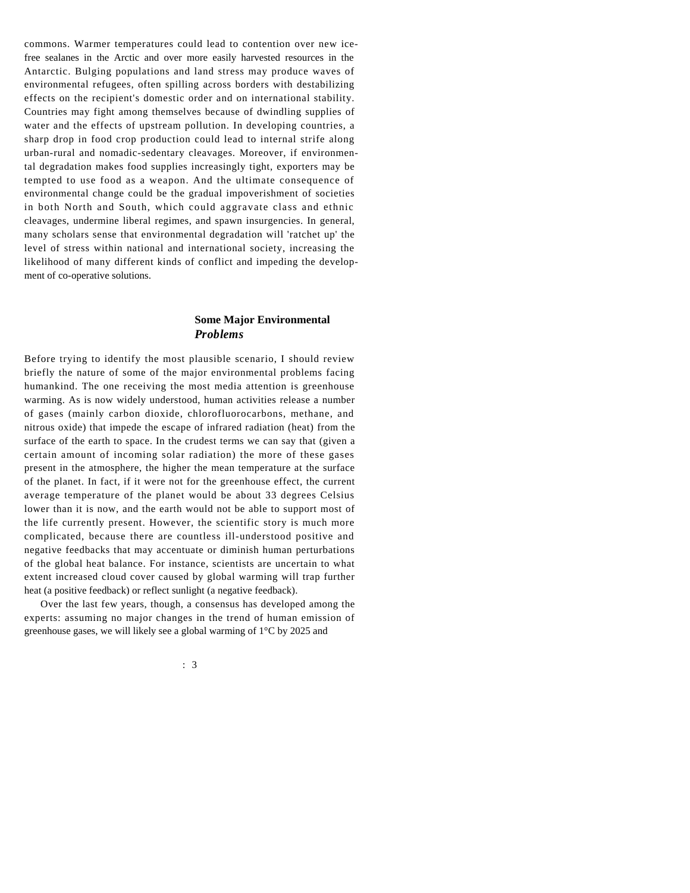commons. Warmer temperatures could lead to contention over new ice-free sealanes in the Arctic and over more easily harvested resources in the Antarctic. Bulging populations and land stress may produce waves of environmental refugees, often spilling across borders with destabilizing effects on the recipient's domestic order and on international stability. Countries may fight among themselves because of dwindling supplies of water and the effects of upstream pollution. In developing countries, a sharp drop in food crop production could lead to internal strife along urban-rural and nomadic-sedentary cleavages. Moreover, if environmental degradation makes food supplies increasingly tight, exporters may be tempted to use food as a weapon. And the ultimate consequence of environmental change could be the gradual impoverishment of societies in both North and South, which could aggravate class and ethnic cleavages, undermine liberal regimes, and spawn insurgencies. In general, many scholars sense that environmental degradation will 'ratchet up' the level of stress within national and international society, increasing the likelihood of many different kinds of conflict and impeding the development of co-operative solutions.

## Some Major Environmental *Problems*

Before trying to identify the most plausible scenario, I should review briefly the nature of some of the major environmental problems facing humankind. The one receiving the most media attention is greenhouse warming. As is now widely understood, human activities release a number of gases (mainly carbon dioxide, chlorofluorocarbons, methane, and nitrous oxide) that impede the escape of infrared radiation (heat) from the surface of the earth to space. In the crudest terms we can say that (given a certain amount of incoming solar radiation) the more of these gases present in the atmosphere, the higher the mean temperature at the surface of the planet. In fact, if it were not for the greenhouse effect, the current average temperature of the planet would be about 33 degrees Celsius lower than it is now, and the earth would not be able to support most of the life currently present. However, the scientific story is much more complicated, because there are countless ill-understood positive and negative feedbacks that may accentuate or diminish human perturbations of the global heat balance. For instance, scientists are uncertain to what extent increased cloud cover caused by global warming will trap further heat (a positive feedback) or reflect sunlight (a negative feedback).

Over the last few years, though, a consensus has developed among the experts: assuming no major changes in the trend of human emission of greenhouse gases, we will likely see a global warming of 1°C by 2025 and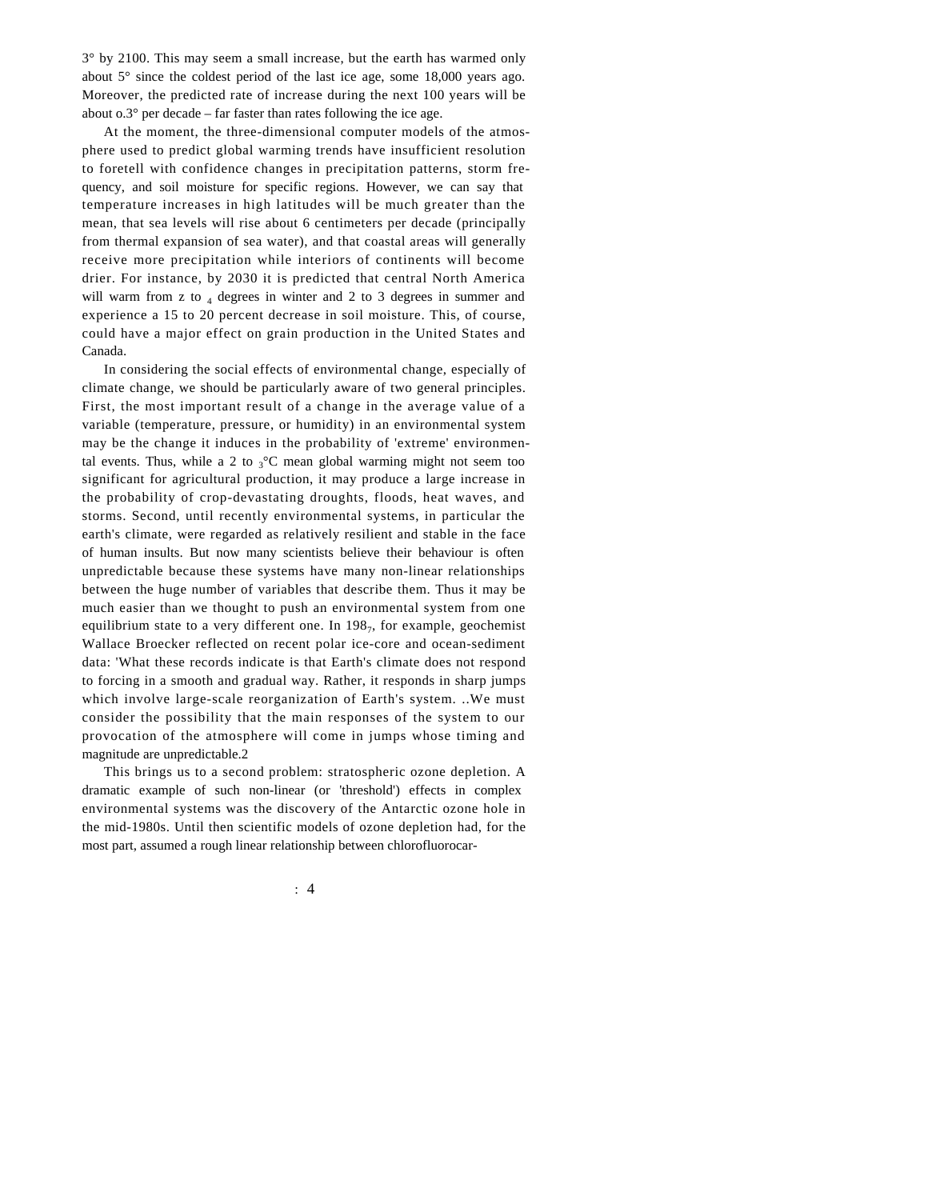3° by 2100. This may seem a small increase, but the earth has warmed only about 5° since the coldest period of the last ice age, some 18,000 years ago. Moreover, the predicted rate of increase during the next 100 years will be about o.3° per decade – far faster than rates following the ice age.

At the moment, the three-dimensional computer models of the atmosphere used to predict global warming trends have insufficient resolution to foretell with confidence changes in precipitation patterns, storm frequency, and soil moisture for specific regions. However, we can say that temperature increases in high latitudes will be much greater than the mean, that sea levels will rise about 6 centimeters per decade (principally from thermal expansion of sea water), and that coastal areas will generally receive more precipitation while interiors of continents will become drier. For instance, by 2030 it is predicted that central North America will warm from z to 4 degrees in winter and 2 to 3 degrees in summer and experience a 15 to 20 percent decrease in soil moisture. This, of course, could have a major effect on grain production in the United States and Canada.

In considering the social effects of environmental change, especially of climate change, we should be particularly aware of two general principles. First, the most important result of a change in the average value of a variable (temperature, pressure, or humidity) in an environmental system may be the change it induces in the probability of 'extreme' environmental events. Thus, while a 2 to 3°C mean global warming might not seem too significant for agricultural production, it may produce a large increase in the probability of crop-devastating droughts, floods, heat waves, and storms. Second, until recently environmental systems, in particular the earth's climate, were regarded as relatively resilient and stable in the face of human insults. But now many scientists believe their behaviour is often unpredictable because these systems have many non-linear relationships between the huge number of variables that describe them. Thus it may be much easier than we thought to push an environmental system from one equilibrium state to a very different one. In 1987, for example, geochemist Wallace Broecker reflected on recent polar ice-core and ocean-sediment data: 'What these records indicate is that Earth's climate does not respond to forcing in a smooth and gradual way. Rather, it responds in sharp jumps which involve large-scale reorganization of Earth's system. ..We must consider the possibility that the main responses of the system to our provocation of the atmosphere will come in jumps whose timing and magnitude are unpredictable.2

This brings us to a second problem: stratospheric ozone depletion. A dramatic example of such non-linear (or 'threshold') effects in complex environmental systems was the discovery of the Antarctic ozone hole in the mid-1980s. Until then scientific models of ozone depletion had, for the most part, assumed a rough linear relationship between chlorofluorocar-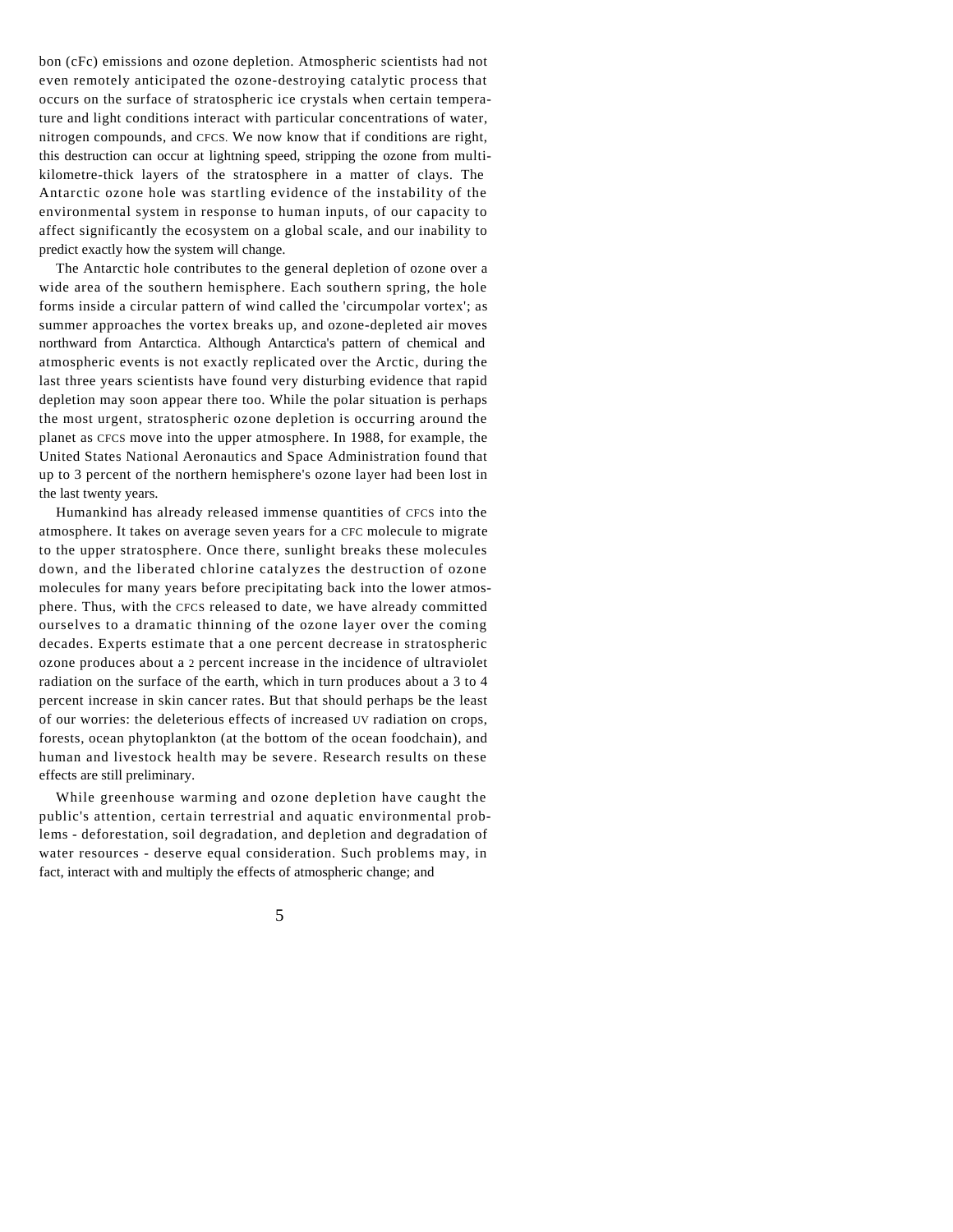bon (cFc) emissions and ozone depletion. Atmospheric scientists had not even remotely anticipated the ozone-destroying catalytic process that occurs on the surface of stratospheric ice crystals when certain temperature and light conditions interact with particular concentrations of water, nitrogen compounds, and CFCS. We now know that if conditions are right, this destruction can occur at lightning speed, stripping the ozone from multi-kilometre-thick layers of the stratosphere in a matter of clays. The Antarctic ozone hole was startling evidence of the instability of the environmental system in response to human inputs, of our capacity to affect significantly the ecosystem on a global scale, and our inability to predict exactly how the system will change.

The Antarctic hole contributes to the general depletion of ozone over a wide area of the southern hemisphere. Each southern spring, the hole forms inside a circular pattern of wind called the 'circumpolar vortex'; as summer approaches the vortex breaks up, and ozone-depleted air moves northward from Antarctica. Although Antarctica's pattern of chemical and atmospheric events is not exactly replicated over the Arctic, during the last three years scientists have found very disturbing evidence that rapid depletion may soon appear there too. While the polar situation is perhaps the most urgent, stratospheric ozone depletion is occurring around the planet as CFCS move into the upper atmosphere. In 1988, for example, the United States National Aeronautics and Space Administration found that up to 3 percent of the northern hemisphere's ozone layer had been lost in the last twenty years.

Humankind has already released immense quantities of CFCS into the atmosphere. It takes on average seven years for a CFC molecule to migrate to the upper stratosphere. Once there, sunlight breaks these molecules down, and the liberated chlorine catalyzes the destruction of ozone molecules for many years before precipitating back into the lower atmosphere. Thus, with the CFCS released to date, we have already committed ourselves to a dramatic thinning of the ozone layer over the coming decades. Experts estimate that a one percent decrease in stratospheric ozone produces about a 2 percent increase in the incidence of ultraviolet radiation on the surface of the earth, which in turn produces about a 3 to 4 percent increase in skin cancer rates. But that should perhaps be the least of our worries: the deleterious effects of increased UV radiation on crops, forests, ocean phytoplankton (at the bottom of the ocean foodchain), and human and livestock health may be severe. Research results on these effects are still preliminary.

While greenhouse warming and ozone depletion have caught the public's attention, certain terrestrial and aquatic environmental problems - deforestation, soil degradation, and depletion and degradation of water resources - deserve equal consideration. Such problems may, in fact, interact with and multiply the effects of atmospheric change; and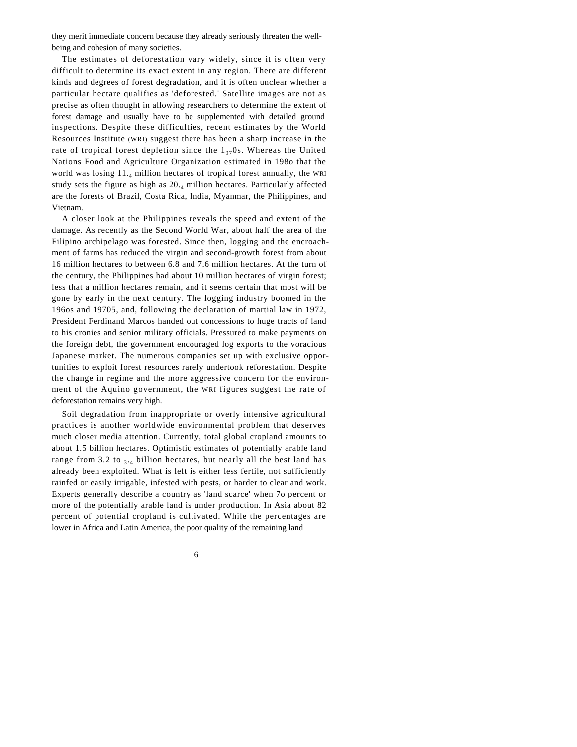they merit immediate concern because they already seriously threaten the well-being and cohesion of many societies.

The estimates of deforestation vary widely, since it is often very difficult to determine its exact extent in any region. There are different kinds and degrees of forest degradation, and it is often unclear whether a particular hectare qualifies as 'deforested.' Satellite images are not as precise as often thought in allowing researchers to determine the extent of forest damage and usually have to be supplemented with detailed ground inspections. Despite these difficulties, recent estimates by the World Resources Institute (WRI) suggest there has been a sharp increase in the rate of tropical forest depletion since the 1970s. Whereas the United Nations Food and Agriculture Organization estimated in 1980 that the world was losing 11.4 million hectares of tropical forest annually, the WRI study sets the figure as high as 20.4 million hectares. Particularly affected are the forests of Brazil, Costa Rica, India, Myanmar, the Philippines, and Vietnam.

A closer look at the Philippines reveals the speed and extent of the damage. As recently as the Second World War, about half the area of the Filipino archipelago was forested. Since then, logging and the encroachment of farms has reduced the virgin and second-growth forest from about 16 million hectares to between 6.8 and 7.6 million hectares. At the turn of the century, the Philippines had about 10 million hectares of virgin forest; less that a million hectares remain, and it seems certain that most will be gone by early in the next century. The logging industry boomed in the 1960s and 1970s, and, following the declaration of martial law in 1972, President Ferdinand Marcos handed out concessions to huge tracts of land to his cronies and senior military officials. Pressured to make payments on the foreign debt, the government encouraged log exports to the voracious Japanese market. The numerous companies set up with exclusive opportunities to exploit forest resources rarely undertook reforestation. Despite the change in regime and the more aggressive concern for the environment of the Aquino government, the WRI figures suggest the rate of deforestation remains very high.

Soil degradation from inappropriate or overly intensive agricultural practices is another worldwide environmental problem that deserves much closer media attention. Currently, total global cropland amounts to about 1.5 billion hectares. Optimistic estimates of potentially arable land range from 3.2 to 3.4 billion hectares, but nearly all the best land has already been exploited. What is left is either less fertile, not sufficiently rainfed or easily irrigable, infested with pests, or harder to clear and work. Experts generally describe a country as 'land scarce' when 70 percent or more of the potentially arable land is under production. In Asia about 82 percent of potential cropland is cultivated. While the percentages are lower in Africa and Latin America, the poor quality of the remaining land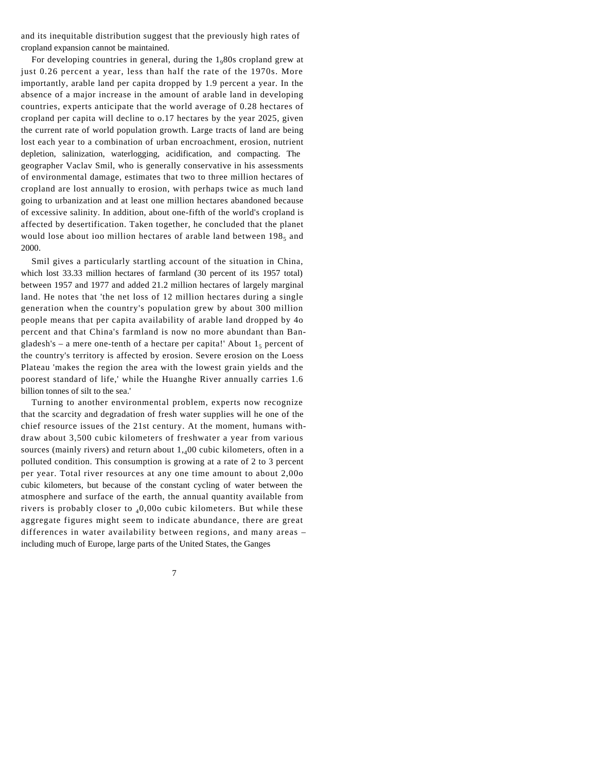and its inequitable distribution suggest that the previously high rates of cropland expansion cannot be maintained.

For developing countries in general, during the 1980s cropland grew at just 0.26 percent a year, less than half the rate of the 1970s. More importantly, arable land per capita dropped by 1.9 percent a year. In the absence of a major increase in the amount of arable land in developing countries, experts anticipate that the world average of 0.28 hectares of cropland per capita will decline to 0.17 hectares by the year 2025, given the current rate of world population growth. Large tracts of land are being lost each year to a combination of urban encroachment, erosion, nutrient depletion, salinization, waterlogging, acidification, and compacting. The geographer Vaclav Smil, who is generally conservative in his assessments of environmental damage, estimates that two to three million hectares of cropland are lost annually to erosion, with perhaps twice as much land going to urbanization and at least one million hectares abandoned because of excessive salinity. In addition, about one-fifth of the world's cropland is affected by desertification. Taken together, he concluded that the planet would lose about 100 million hectares of arable land between 1985 and 2000.

Smil gives a particularly startling account of the situation in China, which lost 33.33 million hectares of farmland (30 percent of its 1957 total) between 1957 and 1977 and added 21.2 million hectares of largely marginal land. He notes that 'the net loss of 12 million hectares during a single generation when the country's population grew by about 300 million people means that per capita availability of arable land dropped by 40 percent and that China's farmland is now no more abundant than Bangladesh's – a mere one-tenth of a hectare per capita!' About 15 percent of the country's territory is affected by erosion. Severe erosion on the Loess Plateau 'makes the region the area with the lowest grain yields and the poorest standard of life,' while the Huanghe River annually carries 1.6 billion tonnes of silt to the sea.'

Turning to another environmental problem, experts now recognize that the scarcity and degradation of fresh water supplies will he one of the chief resource issues of the 21st century. At the moment, humans withdraw about 3,500 cubic kilometers of freshwater a year from various sources (mainly rivers) and return about 1,400 cubic kilometers, often in a polluted condition. This consumption is growing at a rate of 2 to 3 percent per year. Total river resources at any one time amount to about 2,000 cubic kilometers, but because of the constant cycling of water between the atmosphere and surface of the earth, the annual quantity available from rivers is probably closer to 40,000 cubic kilometers. But while these aggregate figures might seem to indicate abundance, there are great differences in water availability between regions, and many areas – including much of Europe, large parts of the United States, the Ganges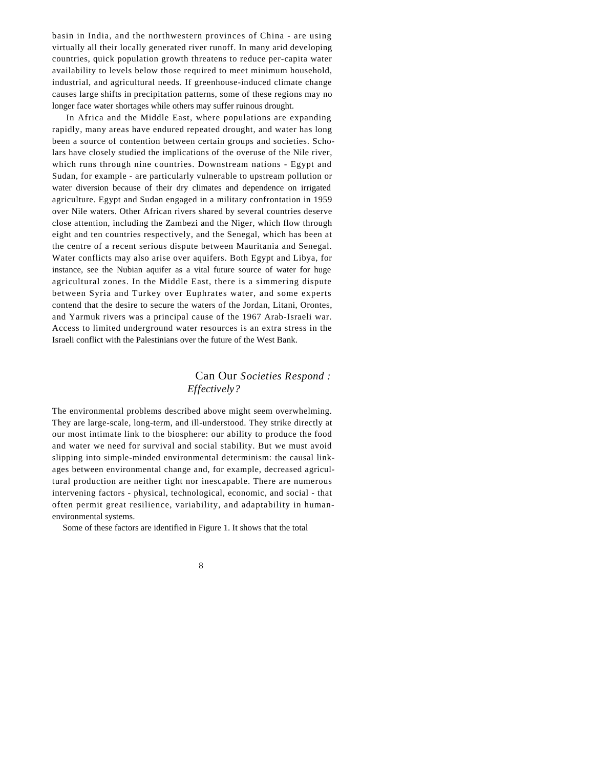basin in India, and the northwestern provinces of China - are using virtually all their locally generated river runoff. In many arid developing countries, quick population growth threatens to reduce per-capita water availability to levels below those required to meet minimum household, industrial, and agricultural needs. If greenhouse-induced climate change causes large shifts in precipitation patterns, some of these regions may no longer face water shortages while others may suffer ruinous drought.

In Africa and the Middle East, where populations are expanding rapidly, many areas have endured repeated drought, and water has long been a source of contention between certain groups and societies. Scholars have closely studied the implications of the overuse of the Nile river, which runs through nine countries. Downstream nations - Egypt and Sudan, for example - are particularly vulnerable to upstream pollution or water diversion because of their dry climates and dependence on irrigated agriculture. Egypt and Sudan engaged in a military confrontation in 1959 over Nile waters. Other African rivers shared by several countries deserve close attention, including the Zambezi and the Niger, which flow through eight and ten countries respectively, and the Senegal, which has been at the centre of a recent serious dispute between Mauritania and Senegal. Water conflicts may also arise over aquifers. Both Egypt and Libya, for instance, see the Nubian aquifer as a vital future source of water for huge agricultural zones. In the Middle East, there is a simmering dispute between Syria and Turkey over Euphrates water, and some experts contend that the desire to secure the waters of the Jordan, Litani, Orontes, and Yarmuk rivers was a principal cause of the 1967 Arab-Israeli war. Access to limited underground water resources is an extra stress in the Israeli conflict with the Palestinians over the future of the West Bank.

## Can Our *Societies Respond : Effectively?*

The environmental problems described above might seem overwhelming. They are large-scale, long-term, and ill-understood. They strike directly at our most intimate link to the biosphere: our ability to produce the food and water we need for survival and social stability. But we must avoid slipping into simple-minded environmental determinism: the causal linkages between environmental change and, for example, decreased agricultural production are neither tight nor inescapable. There are numerous intervening factors - physical, technological, economic, and social - that often permit great resilience, variability, and adaptability in human-environmental systems.

Some of these factors are identified in Figure 1. It shows that the total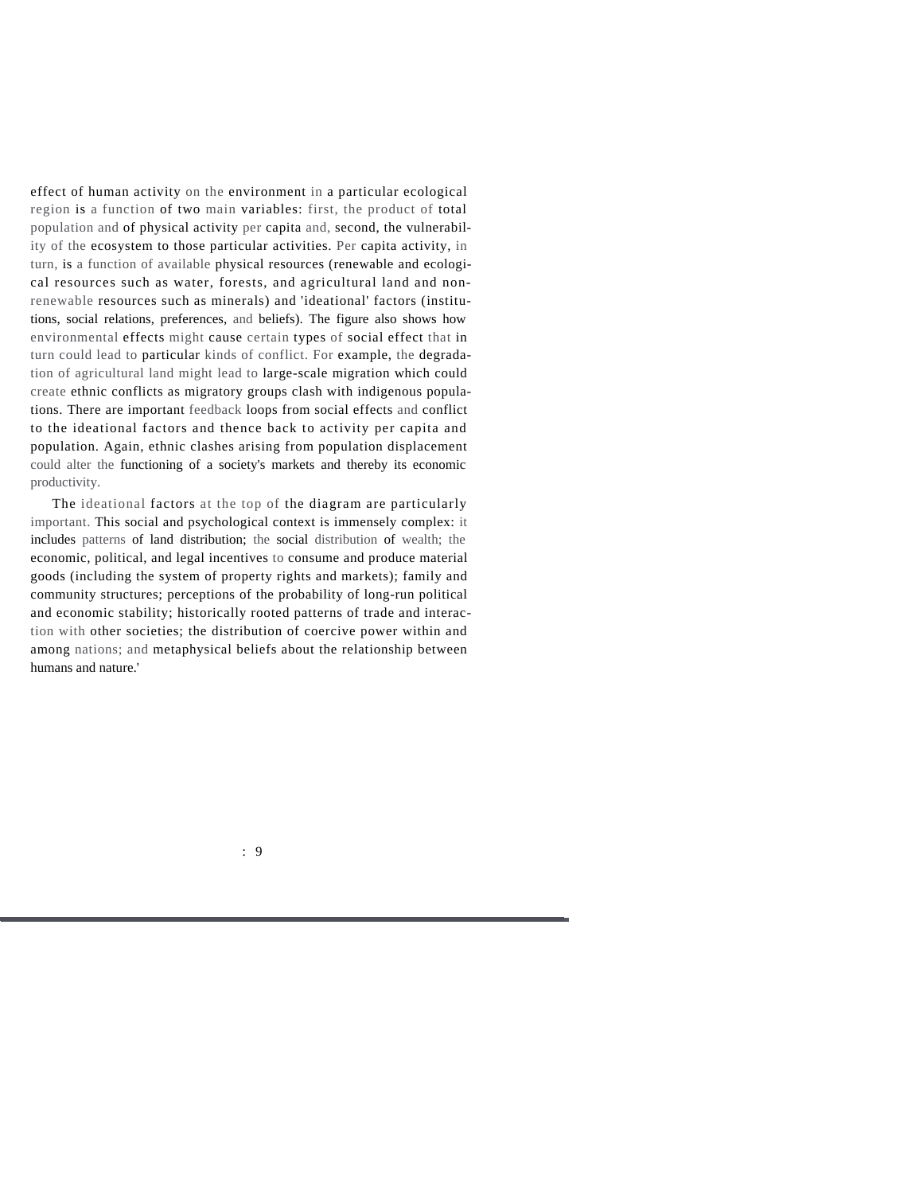effect of human activity on the environment in a particular ecological region is a function of two main variables: first, the product of total population and of physical activity per capita and, second, the vulnerability of the ecosystem to those particular activities. Per capita activity, in turn, is a function of available physical resources (renewable and ecological resources such as water, forests, and agricultural land and nonrenewable resources such as minerals) and 'ideational' factors (institutions, social relations, preferences, and beliefs). The figure also shows how environmental effects might cause certain types of social effect that in turn could lead to particular kinds of conflict. For example, the degradation of agricultural land might lead to large-scale migration which could create ethnic conflicts as migratory groups clash with indigenous populations. There are important feedback loops from social effects and conflict to the ideational factors and thence back to activity per capita and population. Again, ethnic clashes arising from population displacement could alter the functioning of a society's markets and thereby its economic productivity.

The ideational factors at the top of the diagram are particularly important. This social and psychological context is immensely complex: it includes patterns of land distribution; the social distribution of wealth; the economic, political, and legal incentives to consume and produce material goods (including the system of property rights and markets); family and community structures; perceptions of the probability of long-run political and economic stability; historically rooted patterns of trade and interaction with other societies; the distribution of coercive power within and among nations; and metaphysical beliefs about the relationship between humans and nature.'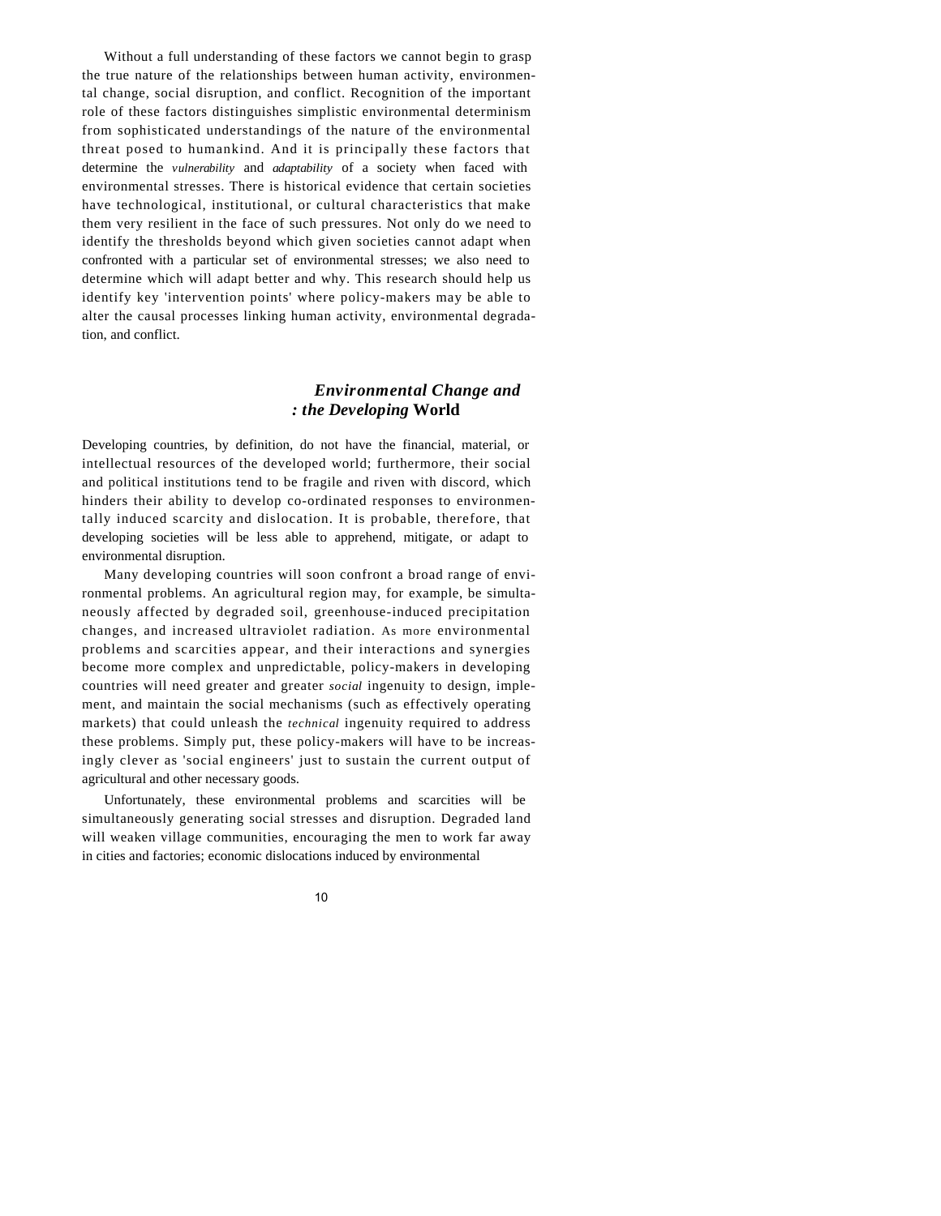Without a full understanding of these factors we cannot begin to grasp the true nature of the relationships between human activity, environmental change, social disruption, and conflict. Recognition of the important role of these factors distinguishes simplistic environmental determinism from sophisticated understandings of the nature of the environmental threat posed to humankind. And it is principally these factors that determine the *vulnerability* and *adaptability* of a society when faced with environmental stresses. There is historical evidence that certain societies have technological, institutional, or cultural characteristics that make them very resilient in the face of such pressures. Not only do we need to identify the thresholds beyond which given societies cannot adapt when confronted with a particular set of environmental stresses; we also need to determine which will adapt better and why. This research should help us identify key 'intervention points' where policy-makers may be able to alter the causal processes linking human activity, environmental degradation, and conflict.

## *Environmental Change and the Developing* **World**

Developing countries, by definition, do not have the financial, material, or intellectual resources of the developed world; furthermore, their social and political institutions tend to be fragile and riven with discord, which hinders their ability to develop co-ordinated responses to environmentally induced scarcity and dislocation. It is probable, therefore, that developing societies will be less able to apprehend, mitigate, or adapt to environmental disruption.

Many developing countries will soon confront a broad range of environmental problems. An agricultural region may, for example, be simultaneously affected by degraded soil, greenhouse-induced precipitation changes, and increased ultraviolet radiation. As more environmental problems and scarcities appear, and their interactions and synergies become more complex and unpredictable, policy-makers in developing countries will need greater and greater *social* ingenuity to design, implement, and maintain the social mechanisms (such as effectively operating markets) that could unleash the *technical* ingenuity required to address these problems. Simply put, these policy-makers will have to be increasingly clever as 'social engineers' just to sustain the current output of agricultural and other necessary goods.

Unfortunately, these environmental problems and scarcities will be simultaneously generating social stresses and disruption. Degraded land will weaken village communities, encouraging the men to work far away in cities and factories; economic dislocations induced by environmental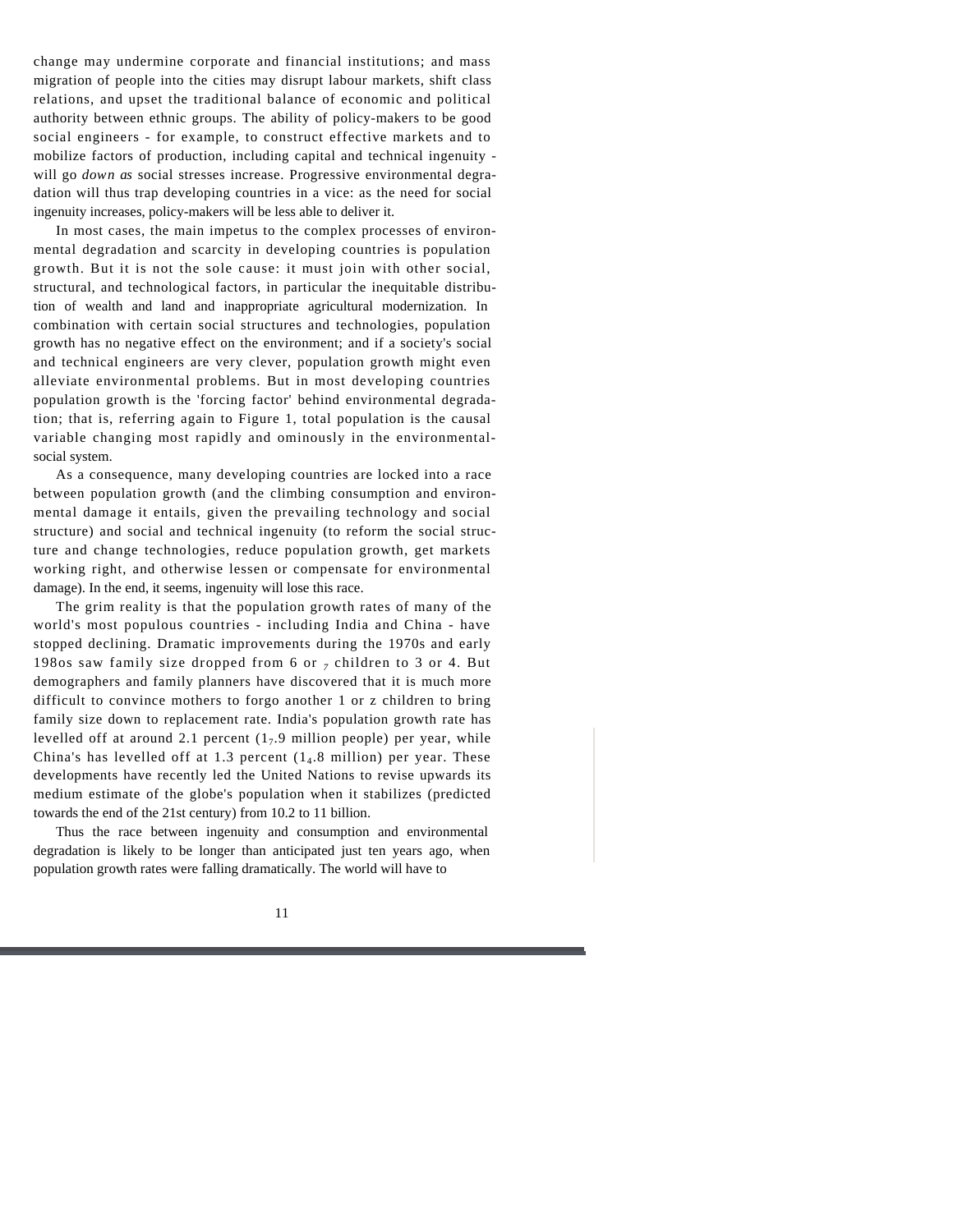change may undermine corporate and financial institutions; and mass migration of people into the cities may disrupt labour markets, shift class relations, and upset the traditional balance of economic and political authority between ethnic groups. The ability of policy-makers to be good social engineers - for example, to construct effective markets and to mobilize factors of production, including capital and technical ingenuity - will go *down as* social stresses increase. Progressive environmental degradation will thus trap developing countries in a vice: as the need for social ingenuity increases, policy-makers will be less able to deliver it.

In most cases, the main impetus to the complex processes of environmental degradation and scarcity in developing countries is population growth. But it is not the sole cause: it must join with other social, structural, and technological factors, in particular the inequitable distribution of wealth and land and inappropriate agricultural modernization. In combination with certain social structures and technologies, population growth has no negative effect on the environment; and if a society's social and technical engineers are very clever, population growth might even alleviate environmental problems. But in most developing countries population growth is the 'forcing factor' behind environmental degradation; that is, referring again to Figure 1, total population is the causal variable changing most rapidly and ominously in the environmental-social system.

As a consequence, many developing countries are locked into a race between population growth (and the climbing consumption and environmental damage it entails, given the prevailing technology and social structure) and social and technical ingenuity (to reform the social structure and change technologies, reduce population growth, get markets working right, and otherwise lessen or compensate for environmental damage). In the end, it seems, ingenuity will lose this race.

The grim reality is that the population growth rates of many of the world's most populous countries - including India and China - have stopped declining. Dramatic improvements during the 1970s and early 1980s saw family size dropped from 6 or 7 children to 3 or 4. But demographers and family planners have discovered that it is much more difficult to convince mothers to forgo another 1 or 2 children to bring family size down to replacement rate. India's population growth rate has levelled off at around 2.1 percent (17.9 million people) per year, while China's has levelled off at 1.3 percent (14.8 million) per year. These developments have recently led the United Nations to revise upwards its medium estimate of the globe's population when it stabilizes (predicted towards the end of the 21st century) from 10.2 to 11 billion.

Thus the race between ingenuity and consumption and environmental degradation is likely to be longer than anticipated just ten years ago, when population growth rates were falling dramatically. The world will have to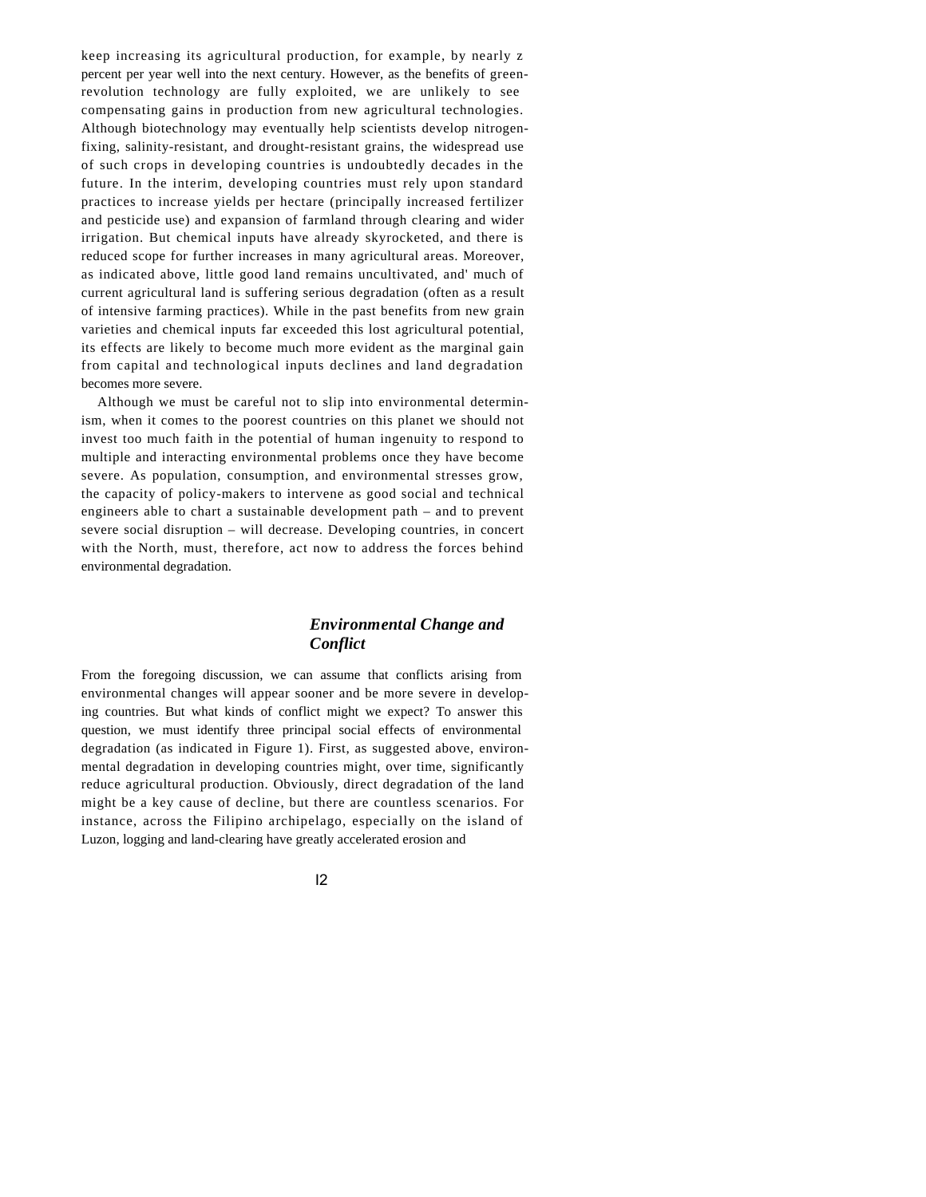keep increasing its agricultural production, for example, by nearly z percent per year well into the next century. However, as the benefits of green-revolution technology are fully exploited, we are unlikely to see compensating gains in production from new agricultural technologies. Although biotechnology may eventually help scientists develop nitrogen-fixing, salinity-resistant, and drought-resistant grains, the widespread use of such crops in developing countries is undoubtedly decades in the future. In the interim, developing countries must rely upon standard practices to increase yields per hectare (principally increased fertilizer and pesticide use) and expansion of farmland through clearing and wider irrigation. But chemical inputs have already skyrocketed, and there is reduced scope for further increases in many agricultural areas. Moreover, as indicated above, little good land remains uncultivated, and' much of current agricultural land is suffering serious degradation (often as a result of intensive farming practices). While in the past benefits from new grain varieties and chemical inputs far exceeded this lost agricultural potential, its effects are likely to become much more evident as the marginal gain from capital and technological inputs declines and land degradation becomes more severe.

Although we must be careful not to slip into environmental determinism, when it comes to the poorest countries on this planet we should not invest too much faith in the potential of human ingenuity to respond to multiple and interacting environmental problems once they have become severe. As population, consumption, and environmental stresses grow, the capacity of policy-makers to intervene as good social and technical engineers able to chart a sustainable development path – and to prevent severe social disruption – will decrease. Developing countries, in concert with the North, must, therefore, act now to address the forces behind environmental degradation.

## *Environmental Change and Conflict*

From the foregoing discussion, we can assume that conflicts arising from environmental changes will appear sooner and be more severe in developing countries. But what kinds of conflict might we expect? To answer this question, we must identify three principal social effects of environmental degradation (as indicated in Figure 1). First, as suggested above, environmental degradation in developing countries might, over time, significantly reduce agricultural production. Obviously, direct degradation of the land might be a key cause of decline, but there are countless scenarios. For instance, across the Filipino archipelago, especially on the island of Luzon, logging and land-clearing have greatly accelerated erosion and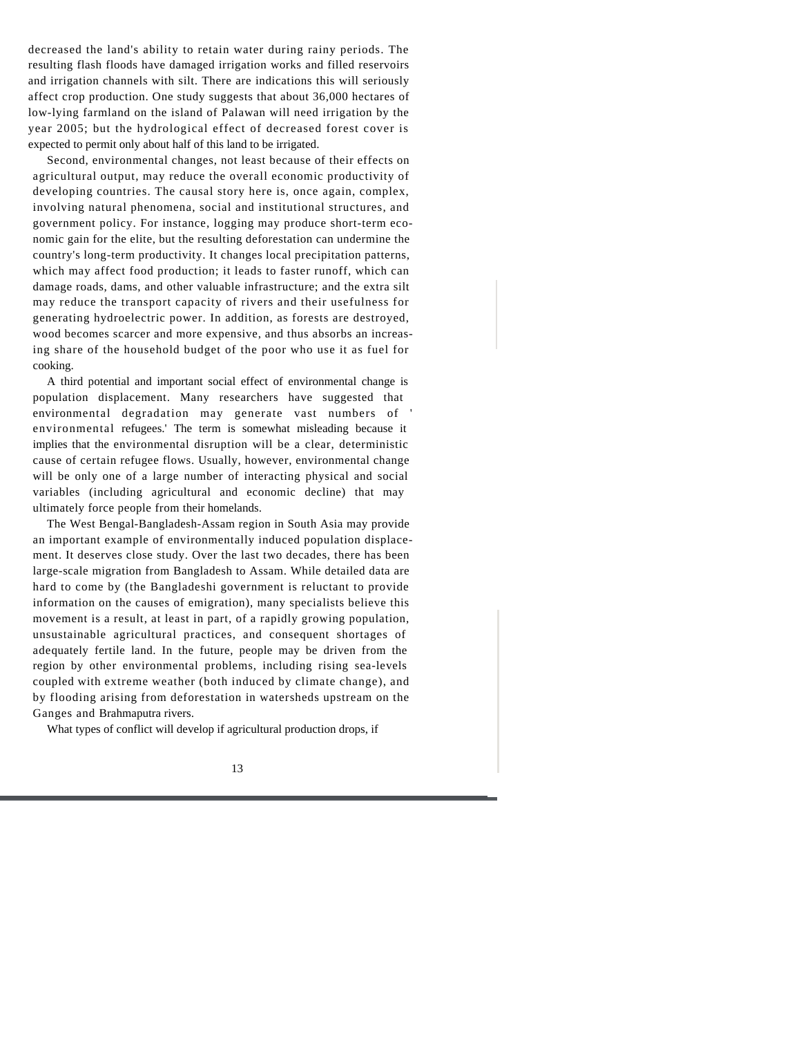decreased the land's ability to retain water during rainy periods. The resulting flash floods have damaged irrigation works and filled reservoirs and irrigation channels with silt. There are indications this will seriously affect crop production. One study suggests that about 36,000 hectares of low-lying farmland on the island of Palawan will need irrigation by the year 2005; but the hydrological effect of decreased forest cover is expected to permit only about half of this land to be irrigated.

Second, environmental changes, not least because of their effects on agricultural output, may reduce the overall economic productivity of developing countries. The causal story here is, once again, complex, involving natural phenomena, social and institutional structures, and government policy. For instance, logging may produce short-term economic gain for the elite, but the resulting deforestation can undermine the country's long-term productivity. It changes local precipitation patterns, which may affect food production; it leads to faster runoff, which can damage roads, dams, and other valuable infrastructure; and the extra silt may reduce the transport capacity of rivers and their usefulness for generating hydroelectric power. In addition, as forests are destroyed, wood becomes scarcer and more expensive, and thus absorbs an increasing share of the household budget of the poor who use it as fuel for cooking.

A third potential and important social effect of environmental change is population displacement. Many researchers have suggested that environmental degradation may generate vast numbers of 'environmental refugees.' The term is somewhat misleading because it implies that the environmental disruption will be a clear, deterministic cause of certain refugee flows. Usually, however, environmental change will be only one of a large number of interacting physical and social variables (including agricultural and economic decline) that may ultimately force people from their homelands.

The West Bengal-Bangladesh-Assam region in South Asia may provide an important example of environmentally induced population displacement. It deserves close study. Over the last two decades, there has been large-scale migration from Bangladesh to Assam. While detailed data are hard to come by (the Bangladeshi government is reluctant to provide information on the causes of emigration), many specialists believe this movement is a result, at least in part, of a rapidly growing population, unsustainable agricultural practices, and consequent shortages of adequately fertile land. In the future, people may be driven from the region by other environmental problems, including rising sea-levels coupled with extreme weather (both induced by climate change), and by flooding arising from deforestation in watersheds upstream on the Ganges and Brahmaputra rivers.

What types of conflict will develop if agricultural production drops, if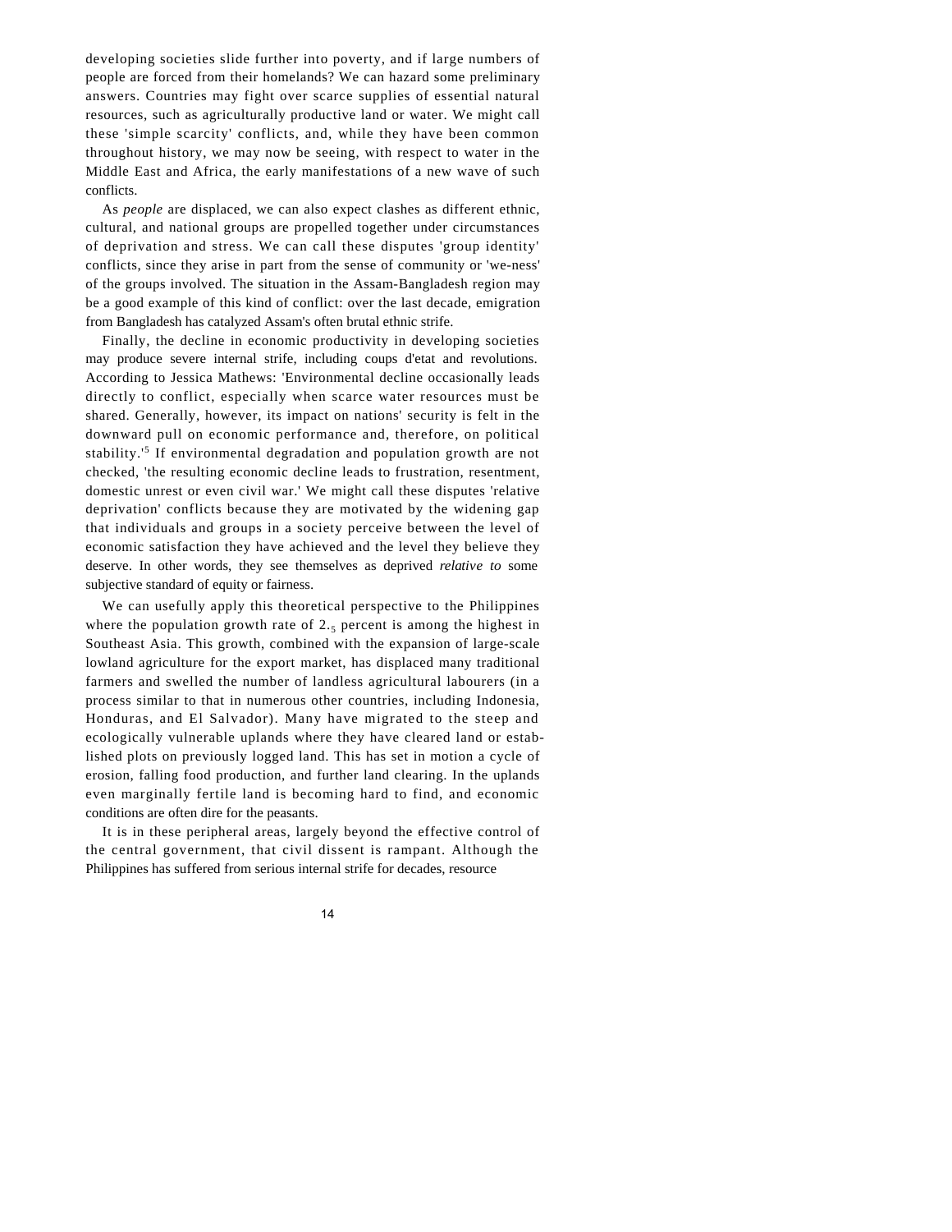developing societies slide further into poverty, and if large numbers of people are forced from their homelands? We can hazard some preliminary answers. Countries may fight over scarce supplies of essential natural resources, such as agriculturally productive land or water. We might call these 'simple scarcity' conflicts, and, while they have been common throughout history, we may now be seeing, with respect to water in the Middle East and Africa, the early manifestations of a new wave of such conflicts.

As *people* are displaced, we can also expect clashes as different ethnic, cultural, and national groups are propelled together under circumstances of deprivation and stress. We can call these disputes 'group identity' conflicts, since they arise in part from the sense of community or 'we-ness' of the groups involved. The situation in the Assam-Bangladesh region may be a good example of this kind of conflict: over the last decade, emigration from Bangladesh has catalyzed Assam's often brutal ethnic strife.

Finally, the decline in economic productivity in developing societies may produce severe internal strife, including coups d'etat and revolutions. According to Jessica Mathews: 'Environmental decline occasionally leads directly to conflict, especially when scarce water resources must be shared. Generally, however, its impact on nations' security is felt in the downward pull on economic performance and, therefore, on political stability.'[5] If environmental degradation and population growth are not checked, 'the resulting economic decline leads to frustration, resentment, domestic unrest or even civil war.' We might call these disputes 'relative deprivation' conflicts because they are motivated by the widening gap that individuals and groups in a society perceive between the level of economic satisfaction they have achieved and the level they believe they deserve. In other words, they see themselves as deprived *relative to* some subjective standard of equity or fairness.

We can usefully apply this theoretical perspective to the Philippines where the population growth rate of 2.5 percent is among the highest in Southeast Asia. This growth, combined with the expansion of large-scale lowland agriculture for the export market, has displaced many traditional farmers and swelled the number of landless agricultural labourers (in a process similar to that in numerous other countries, including Indonesia, Honduras, and El Salvador). Many have migrated to the steep and ecologically vulnerable uplands where they have cleared land or established plots on previously logged land. This has set in motion a cycle of erosion, falling food production, and further land clearing. In the uplands even marginally fertile land is becoming hard to find, and economic conditions are often dire for the peasants.

It is in these peripheral areas, largely beyond the effective control of the central government, that civil dissent is rampant. Although the Philippines has suffered from serious internal strife for decades, resource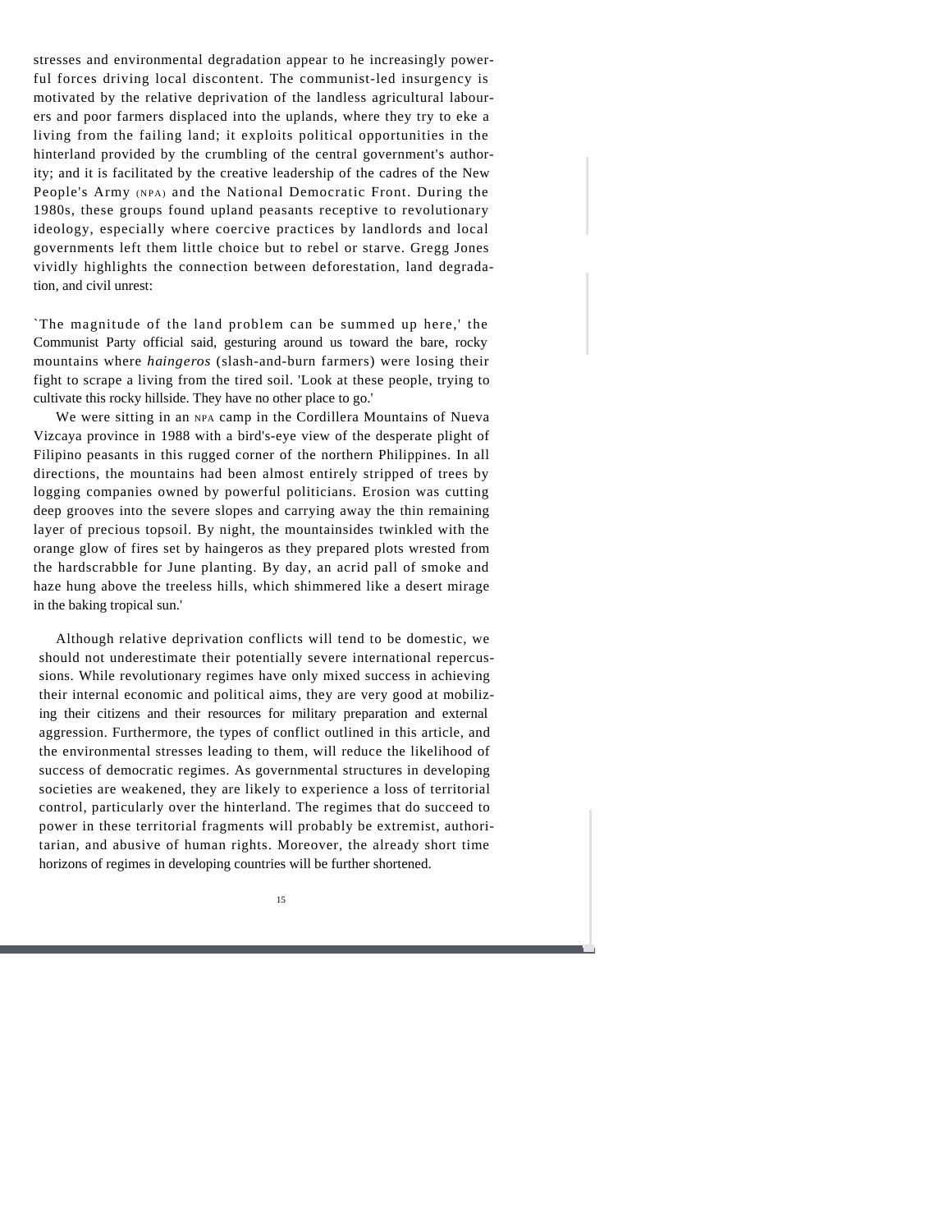stresses and environmental degradation appear to he increasingly powerful forces driving local discontent. The communist-led insurgency is motivated by the relative deprivation of the landless agricultural labourers and poor farmers displaced into the uplands, where they try to eke a living from the failing land; it exploits political opportunities in the hinterland provided by the crumbling of the central government's authority; and it is facilitated by the creative leadership of the cadres of the New People's Army (NPA) and the National Democratic Front. During the 1980s, these groups found upland peasants receptive to revolutionary ideology, especially where coercive practices by landlords and local governments left them little choice but to rebel or starve. Gregg Jones vividly highlights the connection between deforestation, land degradation, and civil unrest:

> `The magnitude of the land problem can be summed up here,' the Communist Party official said, gesturing around us toward the bare, rocky mountains where *haingeros* (slash-and-burn farmers) were losing their fight to scrape a living from the tired soil. 'Look at these people, trying to cultivate this rocky hillside. They have no other place to go.'
>
> We were sitting in an NPA camp in the Cordillera Mountains of Nueva Vizcaya province in 1988 with a bird's-eye view of the desperate plight of Filipino peasants in this rugged corner of the northern Philippines. In all directions, the mountains had been almost entirely stripped of trees by logging companies owned by powerful politicians. Erosion was cutting deep grooves into the severe slopes and carrying away the thin remaining layer of precious topsoil. By night, the mountainsides twinkled with the orange glow of fires set by haingeros as they prepared plots wrested from the hardscrabble for June planting. By day, an acrid pall of smoke and haze hung above the treeless hills, which shimmered like a desert mirage in the baking tropical sun.'

Although relative deprivation conflicts will tend to be domestic, we should not underestimate their potentially severe international repercussions. While revolutionary regimes have only mixed success in achieving their internal economic and political aims, they are very good at mobilizing their citizens and their resources for military preparation and external aggression. Furthermore, the types of conflict outlined in this article, and the environmental stresses leading to them, will reduce the likelihood of success of democratic regimes. As governmental structures in developing societies are weakened, they are likely to experience a loss of territorial control, particularly over the hinterland. The regimes that do succeed to power in these territorial fragments will probably be extremist, authoritarian, and abusive of human rights. Moreover, the already short time horizons of regimes in developing countries will be further shortened.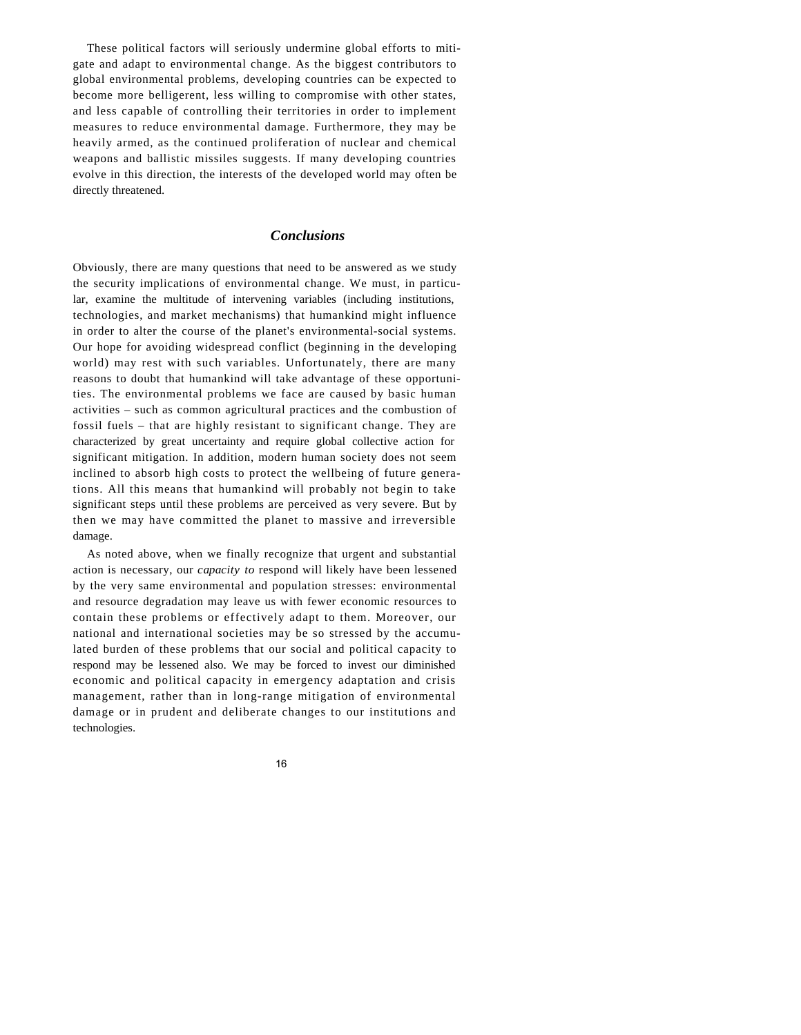These political factors will seriously undermine global efforts to mitigate and adapt to environmental change. As the biggest contributors to global environmental problems, developing countries can be expected to become more belligerent, less willing to compromise with other states, and less capable of controlling their territories in order to implement measures to reduce environmental damage. Furthermore, they may be heavily armed, as the continued proliferation of nuclear and chemical weapons and ballistic missiles suggests. If many developing countries evolve in this direction, the interests of the developed world may often be directly threatened.

## *Conclusions*

Obviously, there are many questions that need to be answered as we study the security implications of environmental change. We must, in particular, examine the multitude of intervening variables (including institutions, technologies, and market mechanisms) that humankind might influence in order to alter the course of the planet's environmental-social systems. Our hope for avoiding widespread conflict (beginning in the developing world) may rest with such variables. Unfortunately, there are many reasons to doubt that humankind will take advantage of these opportunities. The environmental problems we face are caused by basic human activities – such as common agricultural practices and the combustion of fossil fuels – that are highly resistant to significant change. They are characterized by great uncertainty and require global collective action for significant mitigation. In addition, modern human society does not seem inclined to absorb high costs to protect the wellbeing of future generations. All this means that humankind will probably not begin to take significant steps until these problems are perceived as very severe. But by then we may have committed the planet to massive and irreversible damage.

As noted above, when we finally recognize that urgent and substantial action is necessary, our *capacity to* respond will likely have been lessened by the very same environmental and population stresses: environmental and resource degradation may leave us with fewer economic resources to contain these problems or effectively adapt to them. Moreover, our national and international societies may be so stressed by the accumulated burden of these problems that our social and political capacity to respond may be lessened also. We may be forced to invest our diminished economic and political capacity in emergency adaptation and crisis management, rather than in long-range mitigation of environmental damage or in prudent and deliberate changes to our institutions and technologies.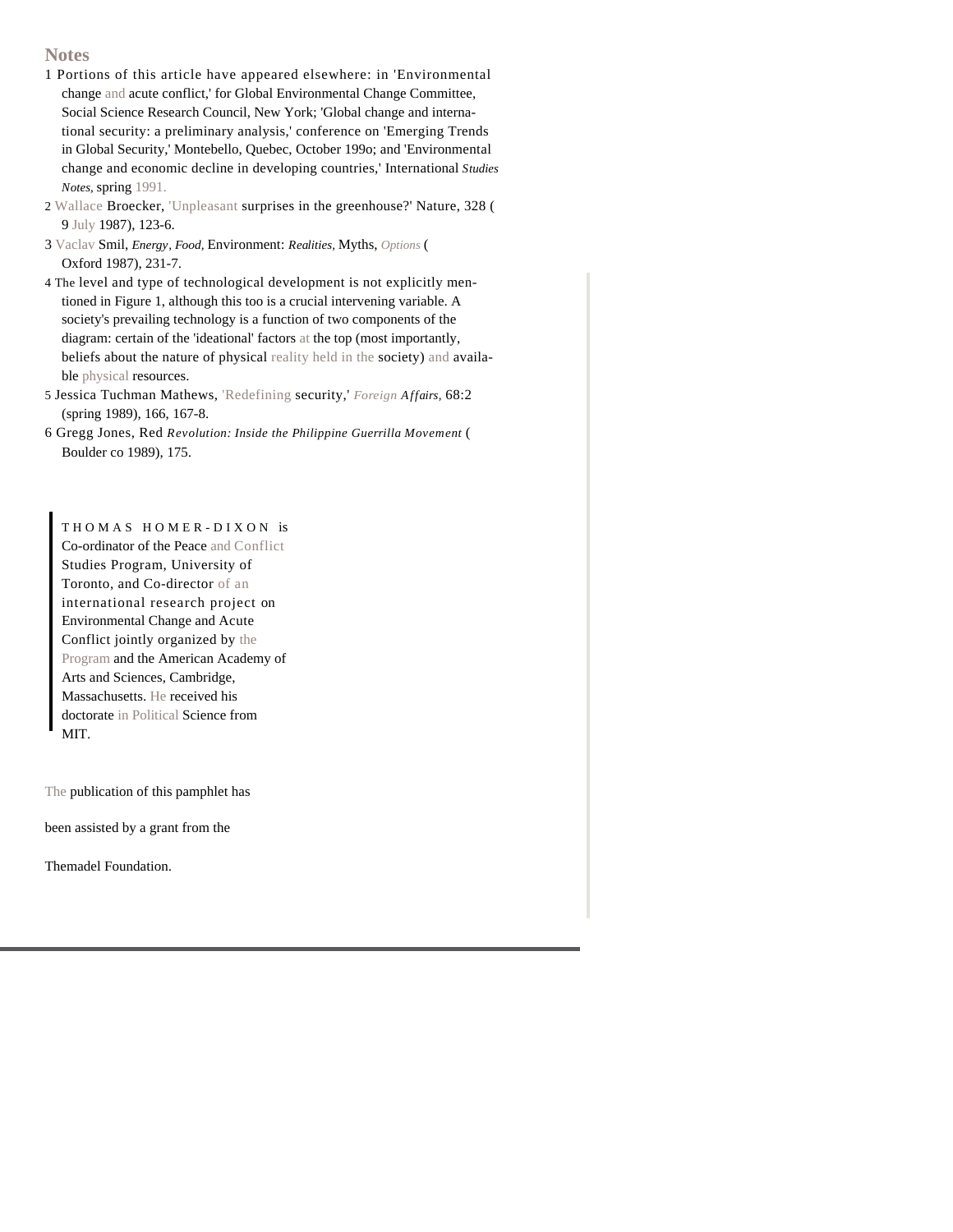## Notes

1 Portions of this article have appeared elsewhere: in 'Environmental change and acute conflict,' for Global Environmental Change Committee, Social Science Research Council, New York; 'Global change and international security: a preliminary analysis,' conference on 'Emerging Trends in Global Security,' Montebello, Quebec, October 199o; and 'Environmental change and economic decline in developing countries,' International *Studies Notes,* spring 1991.

2 Wallace Broecker, 'Unpleasant surprises in the greenhouse?' Nature, 328 ( 9 July 1987), 123-6.

3 Vaclav Smil, *Energy, Food,* Environment: *Realities,* Myths, *Options* ( Oxford 1987), 231-7.

4 The level and type of technological development is not explicitly mentioned in Figure 1, although this too is a crucial intervening variable. A society's prevailing technology is a function of two components of the diagram: certain of the 'ideational' factors at the top (most importantly, beliefs about the nature of physical reality held in the society) and available physical resources.

5 Jessica Tuchman Mathews, 'Redefining security,' *Foreign Affairs,* 68:2 (spring 1989), 166, 167-8.

6 Gregg Jones, Red *Revolution: Inside the Philippine Guerrilla Movement* ( Boulder co 1989), 175.

THOMAS HOMER-DIXON is Co-ordinator of the Peace and Conflict Studies Program, University of Toronto, and Co-director of an international research project on Environmental Change and Acute Conflict jointly organized by the Program and the American Academy of Arts and Sciences, Cambridge, Massachusetts. He received his doctorate in Political Science from MIT.

The publication of this pamphlet has been assisted by a grant from the Themadel Foundation.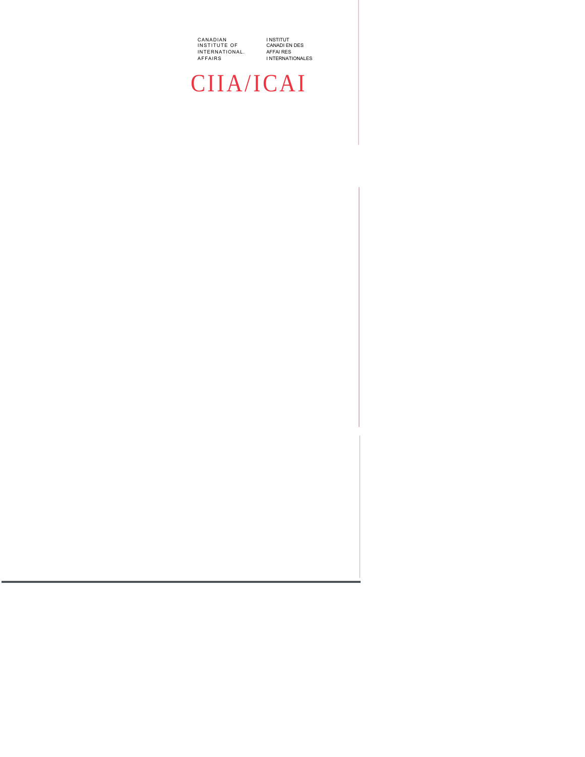CANADIAN INSTITUTE OF INTERNATIONAL. AFFAIRS

INSTITUT CANADIEN DES AFFAIRES INTERNATIONALES

CIIA/ICAI